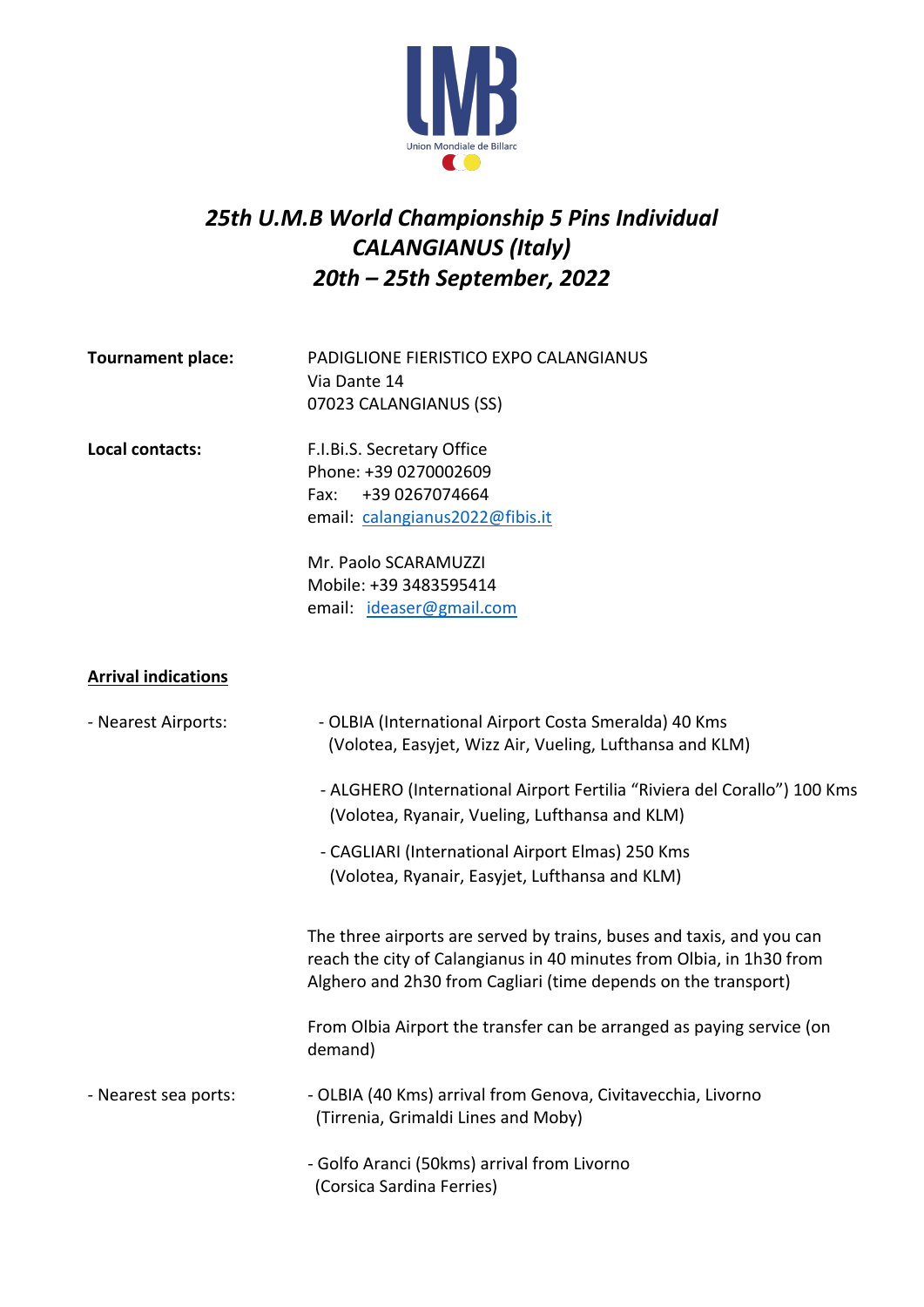Union Mondiale de Billard

# *25th U.M.B World Championship 5 Pins Individual CALANGIANUS (Italy) 20th – 25th September, 2022*

**Tournament place:**
PADIGLIONE FIERISTICO EXPO CALANGIANUS
Via Dante 14
07023 CALANGIANUS (SS)

**Local contacts:**
F.I.Bi.S. Secretary Office
Phone: +39 0270002609
Fax: +39 0267074664
email: calangianus2022@fibis.it

Mr. Paolo SCARAMUZZI
Mobile: +39 3483595414
email: ideaser@gmail.com

**Arrival indications**

- Nearest Airports:
  - OLBIA (International Airport Costa Smeralda) 40 Kms (Volotea, Easyjet, Wizz Air, Vueling, Lufthansa and KLM)
  - ALGHERO (International Airport Fertilia "Riviera del Corallo") 100 Kms (Volotea, Ryanair, Vueling, Lufthansa and KLM)
  - CAGLIARI (International Airport Elmas) 250 Kms (Volotea, Ryanair, Easyjet, Lufthansa and KLM)

The three airports are served by trains, buses and taxis, and you can reach the city of Calangianus in 40 minutes from Olbia, in 1h30 from Alghero and 2h30 from Cagliari (time depends on the transport)

From Olbia Airport the transfer can be arranged as paying service (on demand)

- Nearest sea ports:
  - OLBIA (40 Kms) arrival from Genova, Civitavecchia, Livorno (Tirrenia, Grimaldi Lines and Moby)
  - Golfo Aranci (50kms) arrival from Livorno (Corsica Sardina Ferries)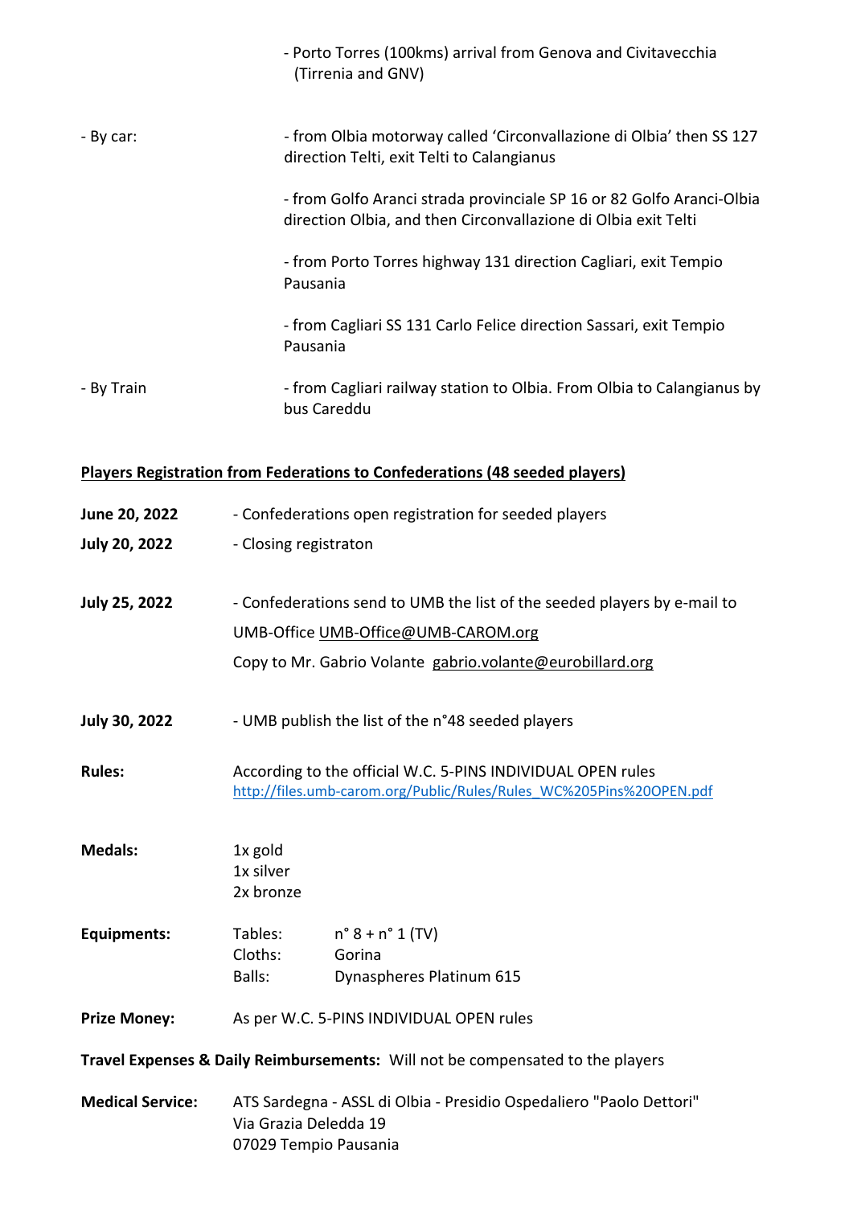- Porto Torres (100kms) arrival from Genova and Civitavecchia (Tirrenia and GNV)

- By car:
  - from Olbia motorway called 'Circonvallazione di Olbia' then SS 127 direction Telti, exit Telti to Calangianus
  - from Golfo Aranci strada provinciale SP 16 or 82 Golfo Aranci-Olbia direction Olbia, and then Circonvallazione di Olbia exit Telti
  - from Porto Torres highway 131 direction Cagliari, exit Tempio Pausania
  - from Cagliari SS 131 Carlo Felice direction Sassari, exit Tempio Pausania

- By Train
  - from Cagliari railway station to Olbia. From Olbia to Calangianus by bus Careddu

**Players Registration from Federations to Confederations (48 seeded players)**

**June 20, 2022** - Confederations open registration for seeded players

**July 20, 2022** - Closing registraton

**July 25, 2022** - Confederations send to UMB the list of the seeded players by e-mail to UMB-Office UMB-Office@UMB-CAROM.org
Copy to Mr. Gabrio Volante gabrio.volante@eurobillard.org

**July 30, 2022** - UMB publish the list of the n°48 seeded players

**Rules:** According to the official W.C. 5-PINS INDIVIDUAL OPEN rules
http://files.umb-carom.org/Public/Rules/Rules_WC%205Pins%20OPEN.pdf

**Medals:**
1x gold
1x silver
2x bronze

**Equipments:**
Tables: n° 8 + n° 1 (TV)
Cloths: Gorina
Balls: Dynaspheres Platinum 615

**Prize Money:** As per W.C. 5-PINS INDIVIDUAL OPEN rules

**Travel Expenses & Daily Reimbursements:** Will not be compensated to the players

**Medical Service:** ATS Sardegna - ASSL di Olbia - Presidio Ospedaliero "Paolo Dettori"
Via Grazia Deledda 19
07029 Tempio Pausania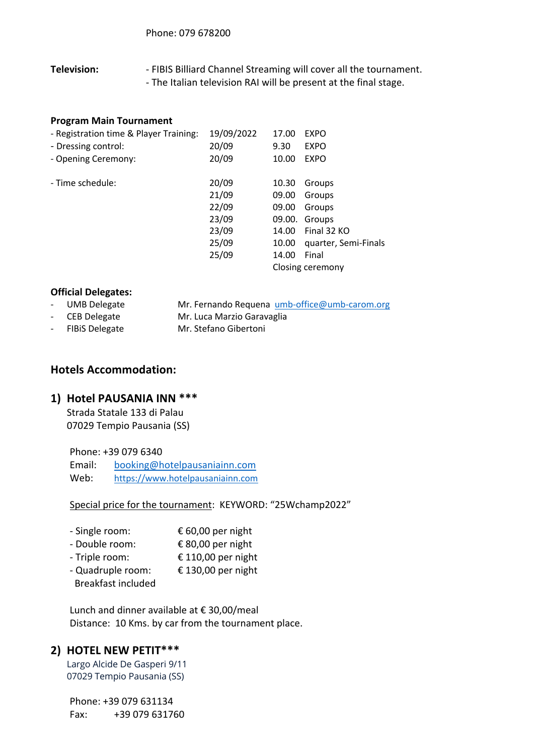Phone: 079 678200

**Television:** - FIBIS Billiard Channel Streaming will cover all the tournament.
- The Italian television RAI will be present at the final stage.

**Program Main Tournament**

| | | | |
|---|---|---|---|
| - Registration time & Player Training: | 19/09/2022 | 17.00 | EXPO |
| - Dressing control: | 20/09 | 9.30 | EXPO |
| - Opening Ceremony: | 20/09 | 10.00 | EXPO |
| - Time schedule: | 20/09 | 10.30 | Groups |
| | 21/09 | 09.00 | Groups |
| | 22/09 | 09.00 | Groups |
| | 23/09 | 09.00. | Groups |
| | 23/09 | 14.00 | Final 32 KO |
| | 25/09 | 10.00 | quarter, Semi-Finals |
| | 25/09 | 14.00 | Final |
| | | Closing ceremony | |

**Official Delegates:**

- UMB Delegate — Mr. Fernando Requena umb-office@umb-carom.org
- CEB Delegate — Mr. Luca Marzio Garavaglia
- FIBiS Delegate — Mr. Stefano Gibertoni

## Hotels Accommodation:

### 1) Hotel PAUSANIA INN ***

Strada Statale 133 di Palau
07029 Tempio Pausania (SS)

Phone: +39 079 6340
Email: booking@hotelpausaniainn.com
Web: https://www.hotelpausaniainn.com

Special price for the tournament: KEYWORD: "25Wchamp2022"

- Single room: € 60,00 per night
- Double room: € 80,00 per night
- Triple room: € 110,00 per night
- Quadruple room: € 130,00 per night

Breakfast included

Lunch and dinner available at € 30,00/meal
Distance: 10 Kms. by car from the tournament place.

### 2) HOTEL NEW PETIT***

Largo Alcide De Gasperi 9/11
07029 Tempio Pausania (SS)

Phone: +39 079 631134
Fax: +39 079 631760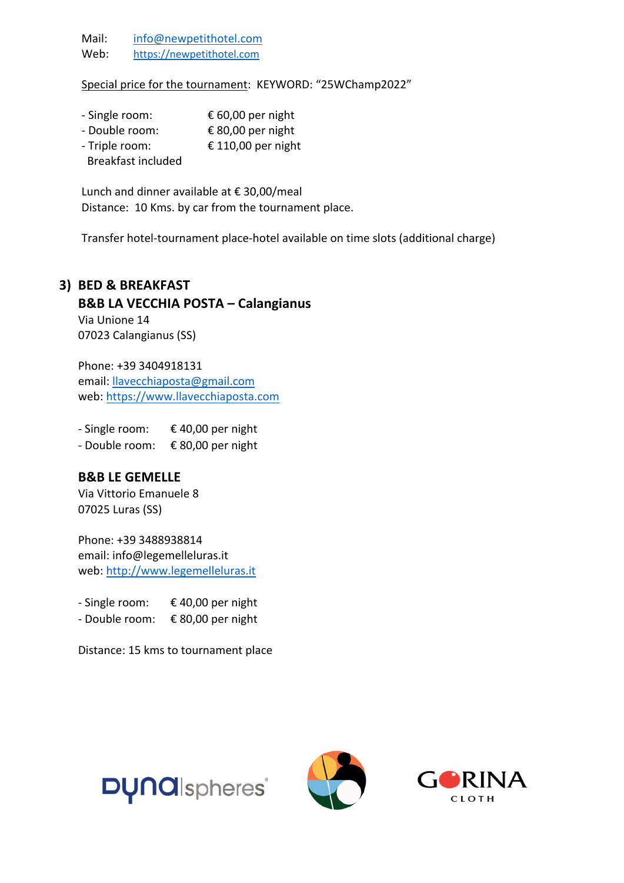Mail: info@newpetithotel.com
Web: https://newpetithotel.com

Special price for the tournament: KEYWORD: "25WChamp2022"

- Single room: € 60,00 per night
- Double room: € 80,00 per night
- Triple room: € 110,00 per night

Breakfast included

Lunch and dinner available at € 30,00/meal
Distance: 10 Kms. by car from the tournament place.

Transfer hotel-tournament place-hotel available on time slots (additional charge)

## 3) BED & BREAKFAST

### B&B LA VECCHIA POSTA – Calangianus

Via Unione 14
07023 Calangianus (SS)

Phone: +39 3404918131
email: llavecchiaposta@gmail.com
web: https://www.llavecchiaposta.com

- Single room: € 40,00 per night
- Double room: € 80,00 per night

### B&B LE GEMELLE

Via Vittorio Emanuele 8
07025 Luras (SS)

Phone: +39 3488938814
email: info@legemelleluras.it
web: http://www.legemelleluras.it

- Single room: € 40,00 per night
- Double room: € 80,00 per night

Distance: 15 kms to tournament place